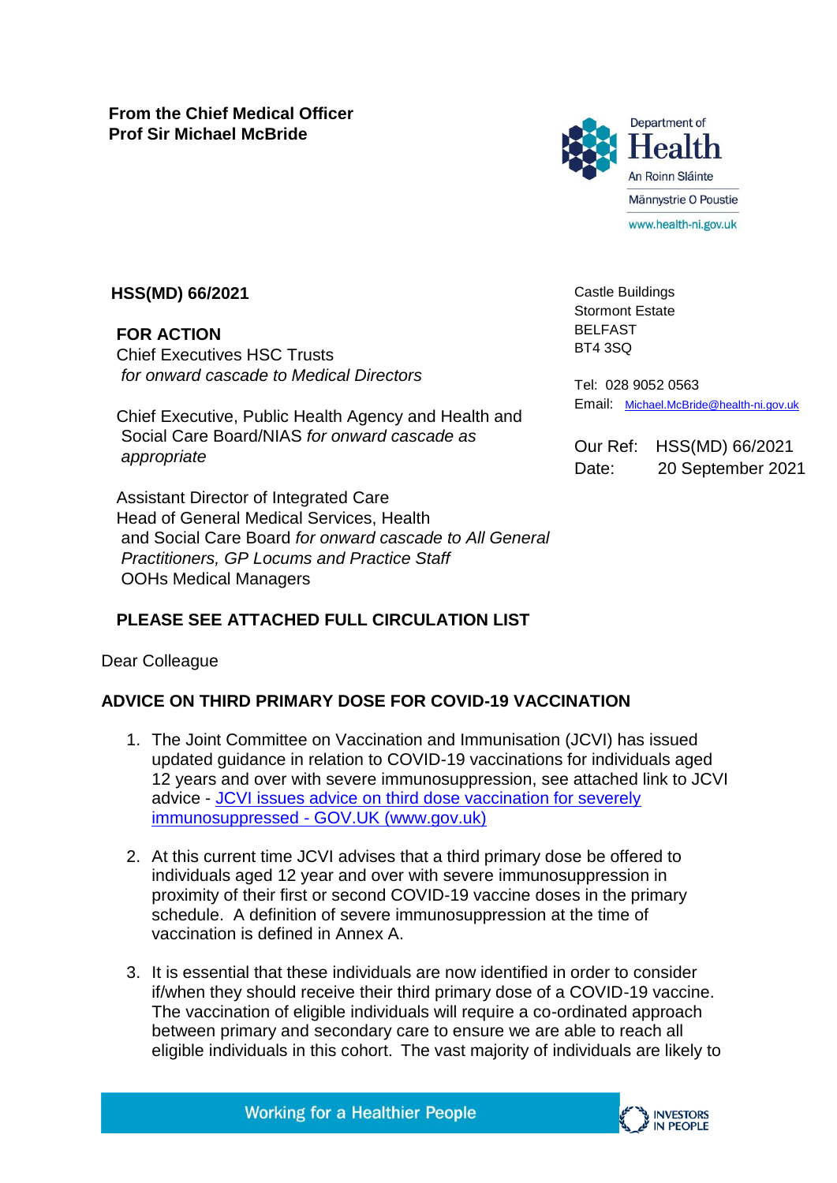**From the Chief Medical Officer**
**Prof Sir Michael McBride**

Department of Health
An Roinn Sláinte
Männystrie O Poustie
www.health-ni.gov.uk

**HSS(MD) 66/2021**

Castle Buildings
Stormont Estate
BELFAST
BT4 3SQ

Tel: 028 9052 0563
Email: Michael.McBride@health-ni.gov.uk

Our Ref: HSS(MD) 66/2021
Date: 20 September 2021

**FOR ACTION**
Chief Executives HSC Trusts
*for onward cascade to Medical Directors*

Chief Executive, Public Health Agency and Health and Social Care Board/NIAS *for onward cascade as appropriate*

Assistant Director of Integrated Care
Head of General Medical Services, Health and Social Care Board *for onward cascade to All General Practitioners, GP Locums and Practice Staff*
OOHs Medical Managers

**PLEASE SEE ATTACHED FULL CIRCULATION LIST**

Dear Colleague

**ADVICE ON THIRD PRIMARY DOSE FOR COVID-19 VACCINATION**

1. The Joint Committee on Vaccination and Immunisation (JCVI) has issued updated guidance in relation to COVID-19 vaccinations for individuals aged 12 years and over with severe immunosuppression, see attached link to JCVI advice - [JCVI issues advice on third dose vaccination for severely immunosuppressed - GOV.UK (www.gov.uk)]

2. At this current time JCVI advises that a third primary dose be offered to individuals aged 12 year and over with severe immunosuppression in proximity of their first or second COVID-19 vaccine doses in the primary schedule. A definition of severe immunosuppression at the time of vaccination is defined in Annex A.

3. It is essential that these individuals are now identified in order to consider if/when they should receive their third primary dose of a COVID-19 vaccine. The vaccination of eligible individuals will require a co-ordinated approach between primary and secondary care to ensure we are able to reach all eligible individuals in this cohort. The vast majority of individuals are likely to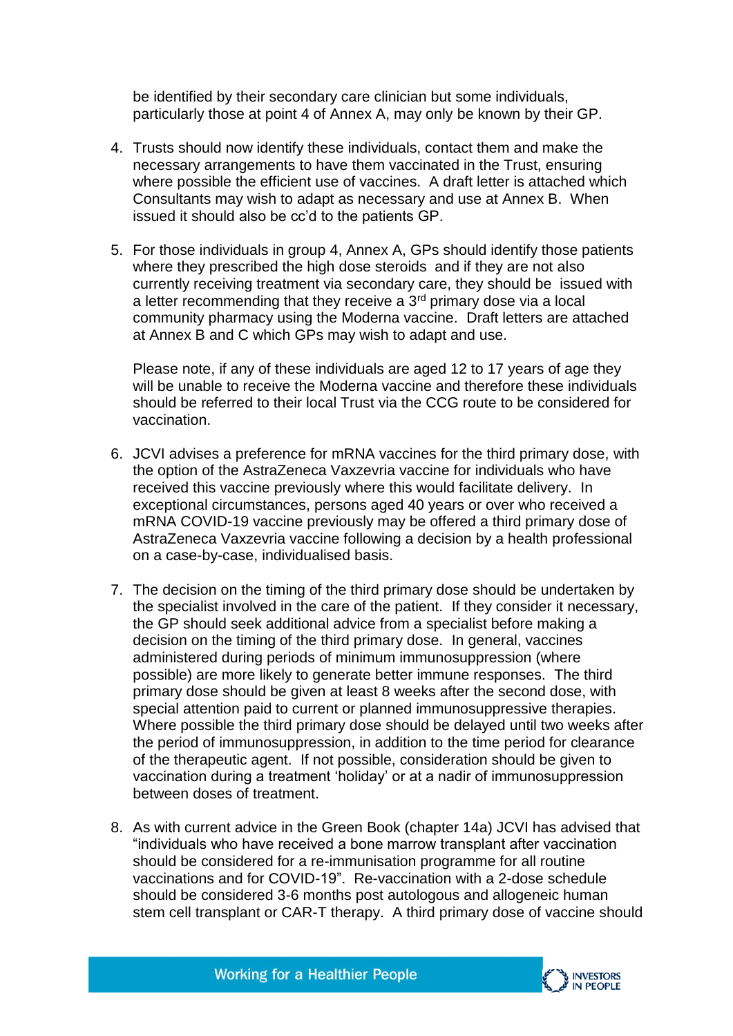be identified by their secondary care clinician but some individuals, particularly those at point 4 of Annex A, may only be known by their GP.

4. Trusts should now identify these individuals, contact them and make the necessary arrangements to have them vaccinated in the Trust, ensuring where possible the efficient use of vaccines. A draft letter is attached which Consultants may wish to adapt as necessary and use at Annex B. When issued it should also be cc'd to the patients GP.

5. For those individuals in group 4, Annex A, GPs should identify those patients where they prescribed the high dose steroids and if they are not also currently receiving treatment via secondary care, they should be issued with a letter recommending that they receive a 3rd primary dose via a local community pharmacy using the Moderna vaccine. Draft letters are attached at Annex B and C which GPs may wish to adapt and use.

   Please note, if any of these individuals are aged 12 to 17 years of age they will be unable to receive the Moderna vaccine and therefore these individuals should be referred to their local Trust via the CCG route to be considered for vaccination.

6. JCVI advises a preference for mRNA vaccines for the third primary dose, with the option of the AstraZeneca Vaxzevria vaccine for individuals who have received this vaccine previously where this would facilitate delivery. In exceptional circumstances, persons aged 40 years or over who received a mRNA COVID-19 vaccine previously may be offered a third primary dose of AstraZeneca Vaxzevria vaccine following a decision by a health professional on a case-by-case, individualised basis.

7. The decision on the timing of the third primary dose should be undertaken by the specialist involved in the care of the patient. If they consider it necessary, the GP should seek additional advice from a specialist before making a decision on the timing of the third primary dose. In general, vaccines administered during periods of minimum immunosuppression (where possible) are more likely to generate better immune responses. The third primary dose should be given at least 8 weeks after the second dose, with special attention paid to current or planned immunosuppressive therapies. Where possible the third primary dose should be delayed until two weeks after the period of immunosuppression, in addition to the time period for clearance of the therapeutic agent. If not possible, consideration should be given to vaccination during a treatment 'holiday' or at a nadir of immunosuppression between doses of treatment.

8. As with current advice in the Green Book (chapter 14a) JCVI has advised that "individuals who have received a bone marrow transplant after vaccination should be considered for a re-immunisation programme for all routine vaccinations and for COVID-19". Re-vaccination with a 2-dose schedule should be considered 3-6 months post autologous and allogeneic human stem cell transplant or CAR-T therapy. A third primary dose of vaccine should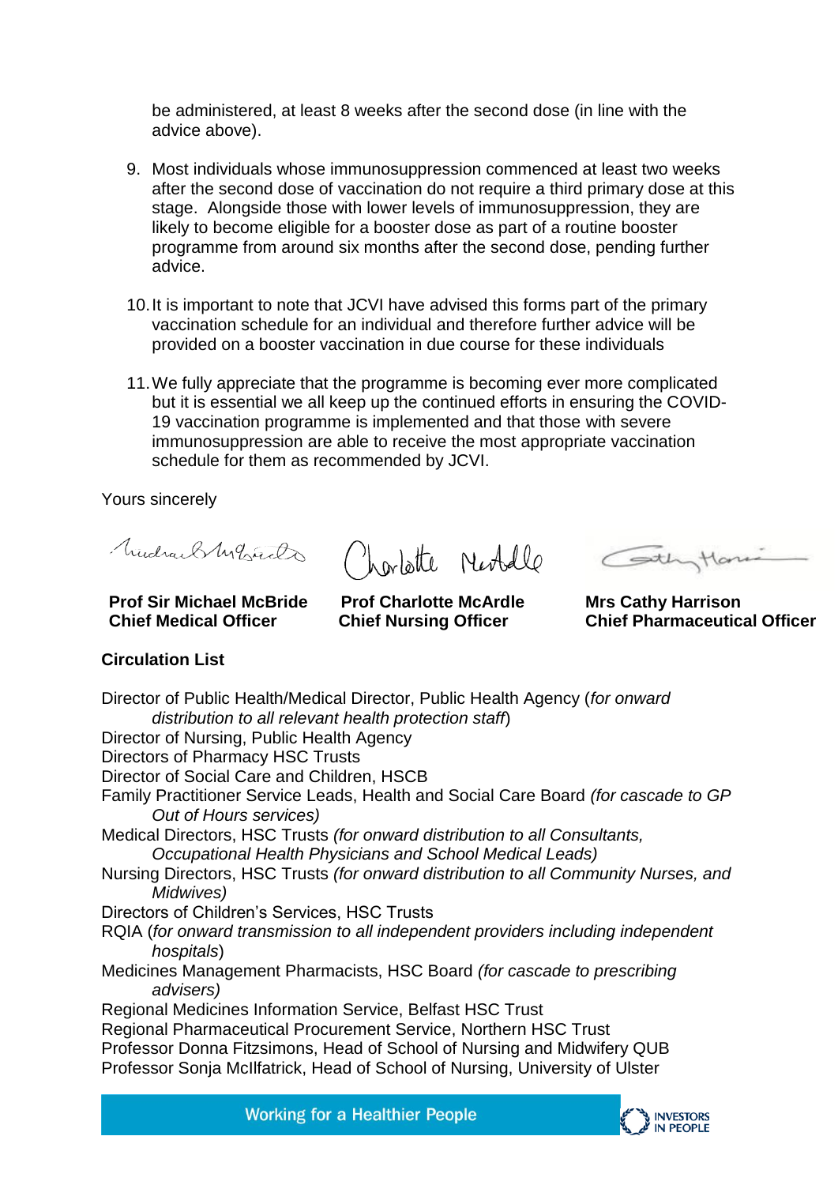be administered, at least 8 weeks after the second dose (in line with the advice above).

9. Most individuals whose immunosuppression commenced at least two weeks after the second dose of vaccination do not require a third primary dose at this stage. Alongside those with lower levels of immunosuppression, they are likely to become eligible for a booster dose as part of a routine booster programme from around six months after the second dose, pending further advice.

10. It is important to note that JCVI have advised this forms part of the primary vaccination schedule for an individual and therefore further advice will be provided on a booster vaccination in due course for these individuals

11. We fully appreciate that the programme is becoming ever more complicated but it is essential we all keep up the continued efforts in ensuring the COVID-19 vaccination programme is implemented and that those with severe immunosuppression are able to receive the most appropriate vaccination schedule for them as recommended by JCVI.

Yours sincerely

| **Prof Sir Michael McBride** | **Prof Charlotte McArdle** | **Mrs Cathy Harrison** |
|---|---|---|
| **Chief Medical Officer** | **Chief Nursing Officer** | **Chief Pharmaceutical Officer** |

**Circulation List**

Director of Public Health/Medical Director, Public Health Agency (*for onward distribution to all relevant health protection staff*)
Director of Nursing, Public Health Agency
Directors of Pharmacy HSC Trusts
Director of Social Care and Children, HSCB
Family Practitioner Service Leads, Health and Social Care Board *(for cascade to GP Out of Hours services)*
Medical Directors, HSC Trusts *(for onward distribution to all Consultants, Occupational Health Physicians and School Medical Leads)*
Nursing Directors, HSC Trusts *(for onward distribution to all Community Nurses, and Midwives)*
Directors of Children's Services, HSC Trusts
RQIA (*for onward transmission to all independent providers including independent hospitals*)
Medicines Management Pharmacists, HSC Board *(for cascade to prescribing advisers)*
Regional Medicines Information Service, Belfast HSC Trust
Regional Pharmaceutical Procurement Service, Northern HSC Trust
Professor Donna Fitzsimons, Head of School of Nursing and Midwifery QUB
Professor Sonja McIlfatrick, Head of School of Nursing, University of Ulster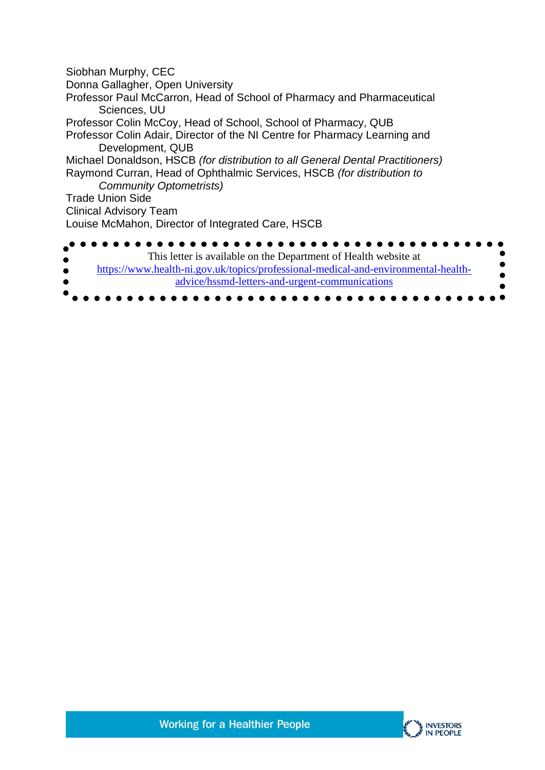Siobhan Murphy, CEC
Donna Gallagher, Open University
Professor Paul McCarron, Head of School of Pharmacy and Pharmaceutical Sciences, UU
Professor Colin McCoy, Head of School, School of Pharmacy, QUB
Professor Colin Adair, Director of the NI Centre for Pharmacy Learning and Development, QUB
Michael Donaldson, HSCB *(for distribution to all General Dental Practitioners)*
Raymond Curran, Head of Ophthalmic Services, HSCB *(for distribution to Community Optometrists)*
Trade Union Side
Clinical Advisory Team
Louise McMahon, Director of Integrated Care, HSCB

This letter is available on the Department of Health website at https://www.health-ni.gov.uk/topics/professional-medical-and-environmental-health-advice/hssmd-letters-and-urgent-communications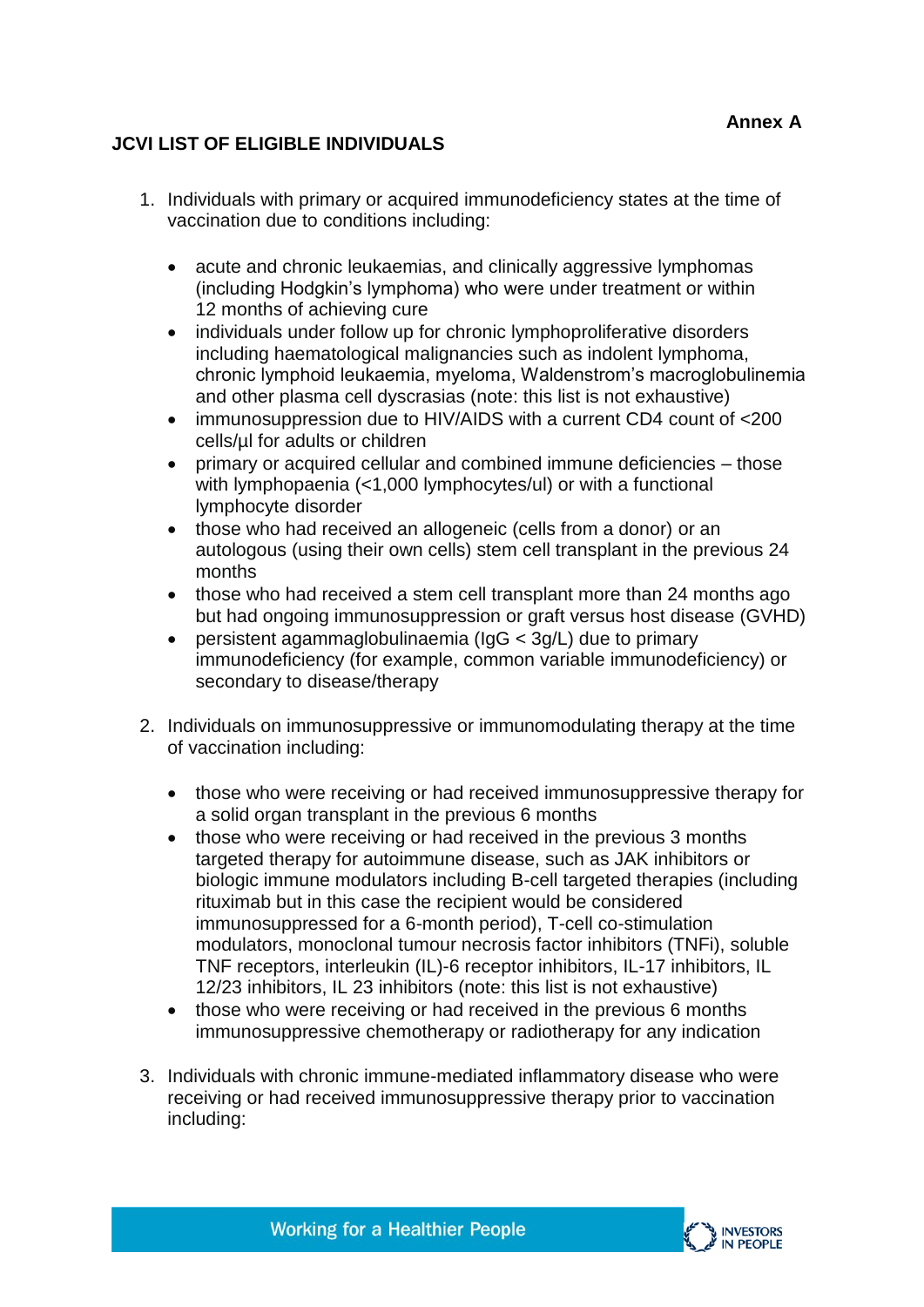**Annex A**

**JCVI LIST OF ELIGIBLE INDIVIDUALS**

1. Individuals with primary or acquired immunodeficiency states at the time of vaccination due to conditions including:

    - acute and chronic leukaemias, and clinically aggressive lymphomas (including Hodgkin's lymphoma) who were under treatment or within 12 months of achieving cure
    - individuals under follow up for chronic lymphoproliferative disorders including haematological malignancies such as indolent lymphoma, chronic lymphoid leukaemia, myeloma, Waldenstrom's macroglobulinemia and other plasma cell dyscrasias (note: this list is not exhaustive)
    - immunosuppression due to HIV/AIDS with a current CD4 count of <200 cells/µl for adults or children
    - primary or acquired cellular and combined immune deficiencies – those with lymphopaenia (<1,000 lymphocytes/ul) or with a functional lymphocyte disorder
    - those who had received an allogeneic (cells from a donor) or an autologous (using their own cells) stem cell transplant in the previous 24 months
    - those who had received a stem cell transplant more than 24 months ago but had ongoing immunosuppression or graft versus host disease (GVHD)
    - persistent agammaglobulinaemia (IgG < 3g/L) due to primary immunodeficiency (for example, common variable immunodeficiency) or secondary to disease/therapy

2. Individuals on immunosuppressive or immunomodulating therapy at the time of vaccination including:

    - those who were receiving or had received immunosuppressive therapy for a solid organ transplant in the previous 6 months
    - those who were receiving or had received in the previous 3 months targeted therapy for autoimmune disease, such as JAK inhibitors or biologic immune modulators including B-cell targeted therapies (including rituximab but in this case the recipient would be considered immunosuppressed for a 6-month period), T-cell co-stimulation modulators, monoclonal tumour necrosis factor inhibitors (TNFi), soluble TNF receptors, interleukin (IL)-6 receptor inhibitors, IL-17 inhibitors, IL 12/23 inhibitors, IL 23 inhibitors (note: this list is not exhaustive)
    - those who were receiving or had received in the previous 6 months immunosuppressive chemotherapy or radiotherapy for any indication

3. Individuals with chronic immune-mediated inflammatory disease who were receiving or had received immunosuppressive therapy prior to vaccination including: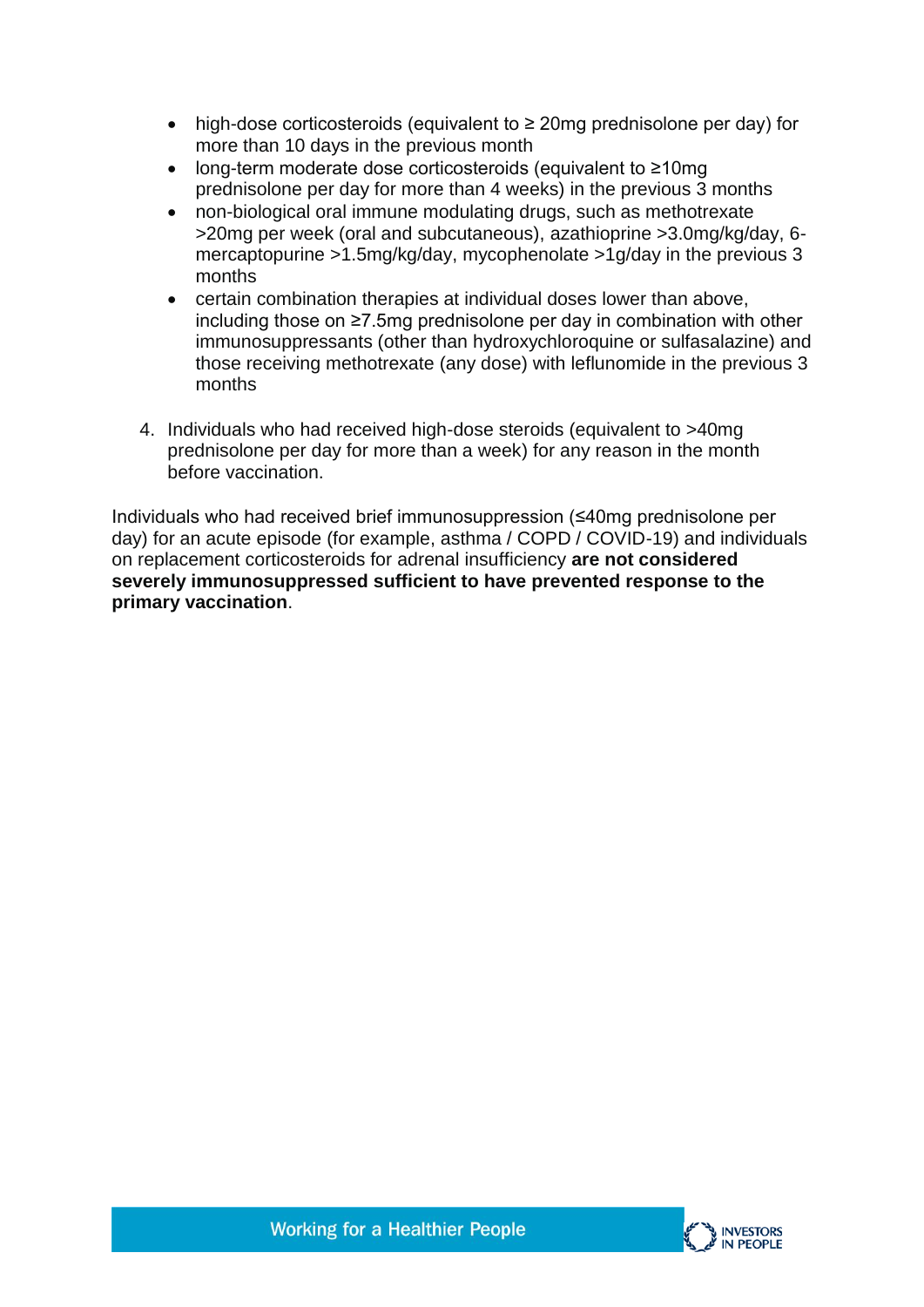- high-dose corticosteroids (equivalent to ≥ 20mg prednisolone per day) for more than 10 days in the previous month
- long-term moderate dose corticosteroids (equivalent to ≥10mg prednisolone per day for more than 4 weeks) in the previous 3 months
- non-biological oral immune modulating drugs, such as methotrexate >20mg per week (oral and subcutaneous), azathioprine >3.0mg/kg/day, 6-mercaptopurine >1.5mg/kg/day, mycophenolate >1g/day in the previous 3 months
- certain combination therapies at individual doses lower than above, including those on ≥7.5mg prednisolone per day in combination with other immunosuppressants (other than hydroxychloroquine or sulfasalazine) and those receiving methotrexate (any dose) with leflunomide in the previous 3 months

4. Individuals who had received high-dose steroids (equivalent to >40mg prednisolone per day for more than a week) for any reason in the month before vaccination.

Individuals who had received brief immunosuppression (≤40mg prednisolone per day) for an acute episode (for example, asthma / COPD / COVID-19) and individuals on replacement corticosteroids for adrenal insufficiency **are not considered severely immunosuppressed sufficient to have prevented response to the primary vaccination**.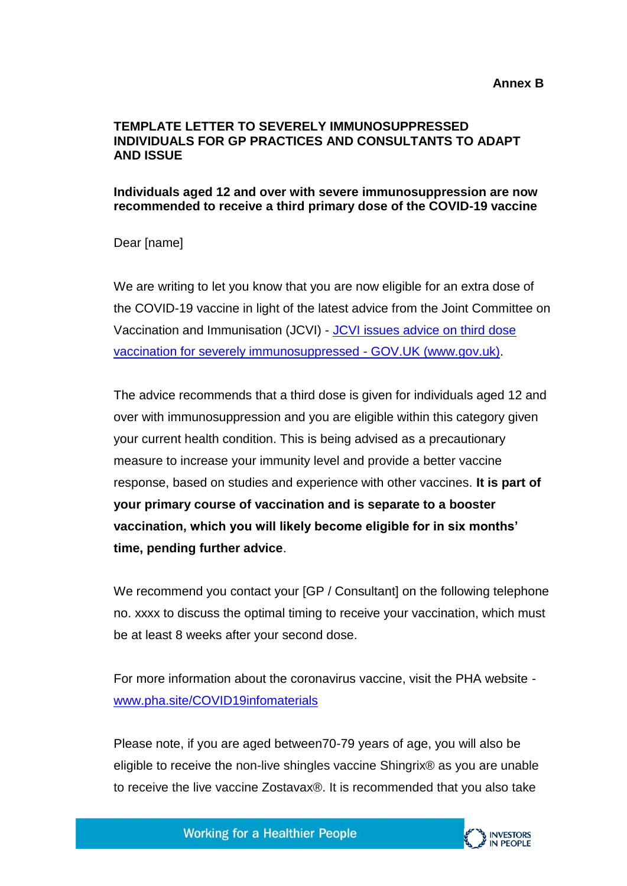**Annex B**

**TEMPLATE LETTER TO SEVERELY IMMUNOSUPPRESSED INDIVIDUALS FOR GP PRACTICES AND CONSULTANTS TO ADAPT AND ISSUE**

**Individuals aged 12 and over with severe immunosuppression are now recommended to receive a third primary dose of the COVID-19 vaccine**

Dear [name]

We are writing to let you know that you are now eligible for an extra dose of the COVID-19 vaccine in light of the latest advice from the Joint Committee on Vaccination and Immunisation (JCVI) - [JCVI issues advice on third dose vaccination for severely immunosuppressed - GOV.UK (www.gov.uk)](www.gov.uk).

The advice recommends that a third dose is given for individuals aged 12 and over with immunosuppression and you are eligible within this category given your current health condition. This is being advised as a precautionary measure to increase your immunity level and provide a better vaccine response, based on studies and experience with other vaccines. **It is part of your primary course of vaccination and is separate to a booster vaccination, which you will likely become eligible for in six months' time, pending further advice**.

We recommend you contact your [GP / Consultant] on the following telephone no. xxxx to discuss the optimal timing to receive your vaccination, which must be at least 8 weeks after your second dose.

For more information about the coronavirus vaccine, visit the PHA website - [www.pha.site/COVID19infomaterials](www.pha.site/COVID19infomaterials)

Please note, if you are aged between70-79 years of age, you will also be eligible to receive the non-live shingles vaccine Shingrix® as you are unable to receive the live vaccine Zostavax®. It is recommended that you also take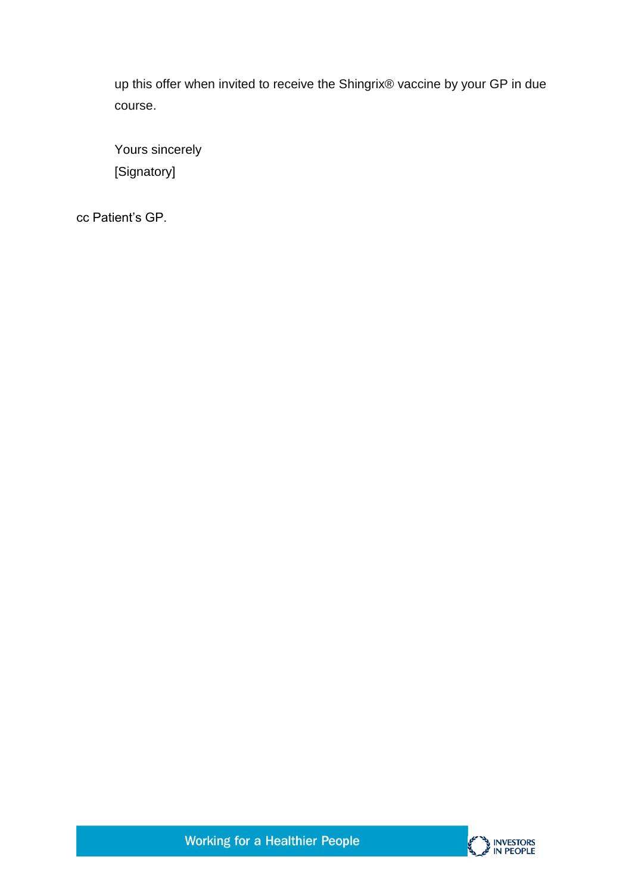up this offer when invited to receive the Shingrix® vaccine by your GP in due course.

Yours sincerely
[Signatory]

cc Patient's GP.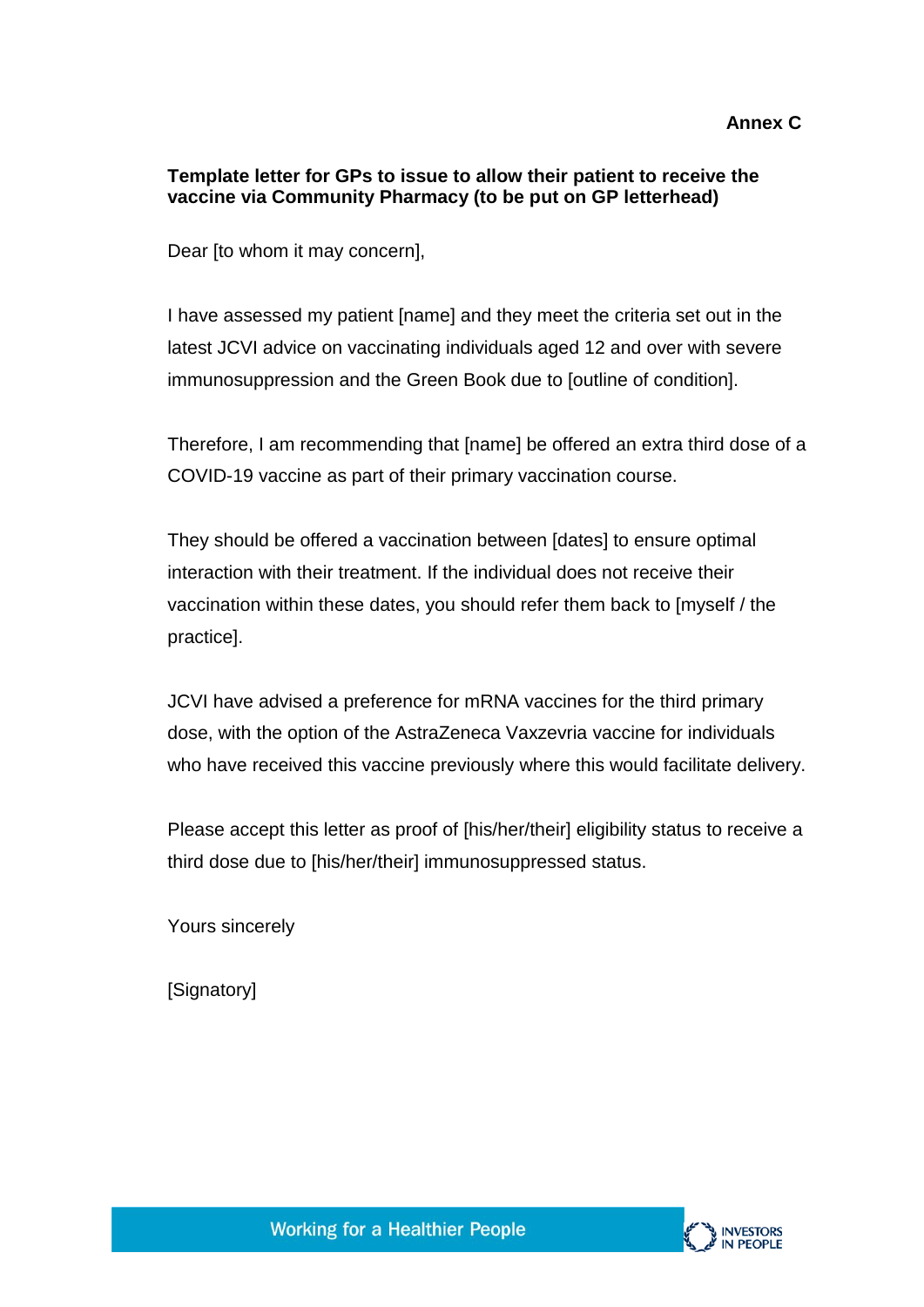**Annex C**

**Template letter for GPs to issue to allow their patient to receive the vaccine via Community Pharmacy (to be put on GP letterhead)**

Dear [to whom it may concern],

I have assessed my patient [name] and they meet the criteria set out in the latest JCVI advice on vaccinating individuals aged 12 and over with severe immunosuppression and the Green Book due to [outline of condition].

Therefore, I am recommending that [name] be offered an extra third dose of a COVID-19 vaccine as part of their primary vaccination course.

They should be offered a vaccination between [dates] to ensure optimal interaction with their treatment. If the individual does not receive their vaccination within these dates, you should refer them back to [myself / the practice].

JCVI have advised a preference for mRNA vaccines for the third primary dose, with the option of the AstraZeneca Vaxzevria vaccine for individuals who have received this vaccine previously where this would facilitate delivery.

Please accept this letter as proof of [his/her/their] eligibility status to receive a third dose due to [his/her/their] immunosuppressed status.

Yours sincerely

[Signatory]